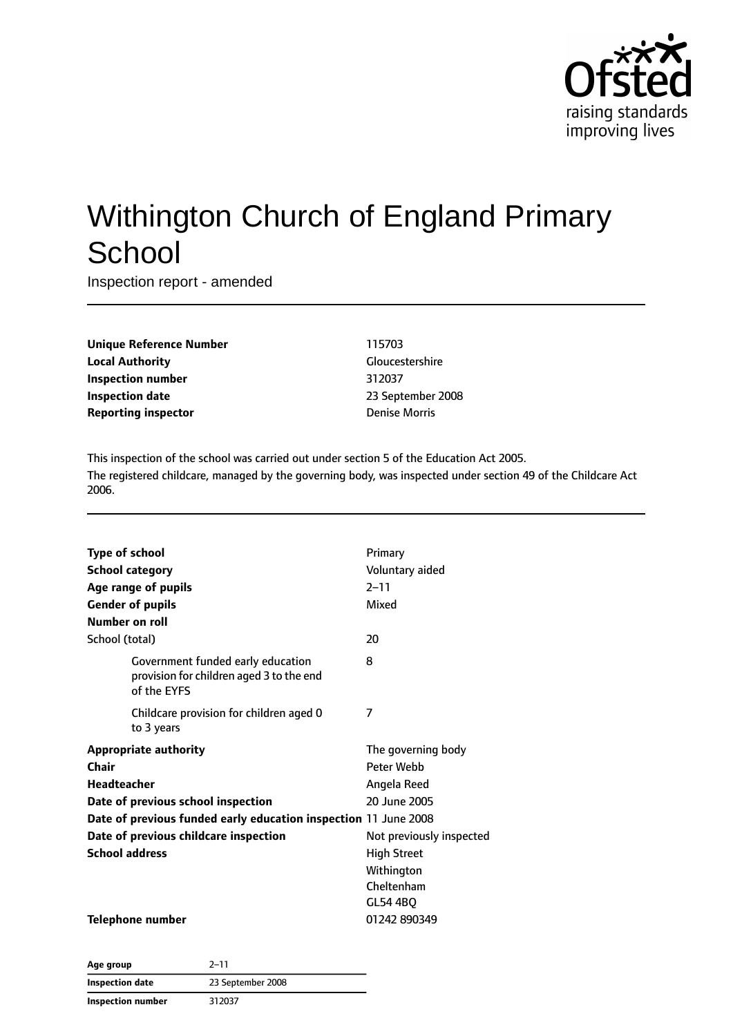# Withington Church of England Primary School

Inspection report - amended

| | |
|---|---|
| **Unique Reference Number** | 115703 |
| **Local Authority** | Gloucestershire |
| **Inspection number** | 312037 |
| **Inspection date** | 23 September 2008 |
| **Reporting inspector** | Denise Morris |

This inspection of the school was carried out under section 5 of the Education Act 2005.

The registered childcare, managed by the governing body, was inspected under section 49 of the Childcare Act 2006.

| | |
|---|---|
| **Type of school** | Primary |
| **School category** | Voluntary aided |
| **Age range of pupils** | 2–11 |
| **Gender of pupils** | Mixed |
| **Number on roll** | |
| School (total) | 20 |
| Government funded early education provision for children aged 3 to the end of the EYFS | 8 |
| Childcare provision for children aged 0 to 3 years | 7 |
| **Appropriate authority** | The governing body |
| **Chair** | Peter Webb |
| **Headteacher** | Angela Reed |
| **Date of previous school inspection** | 20 June 2005 |
| **Date of previous funded early education inspection** | 11 June 2008 |
| **Date of previous childcare inspection** | Not previously inspected |
| **School address** | High Street<br>Withington<br>Cheltenham<br>GL54 4BQ |
| **Telephone number** | 01242 890349 |

| | |
|---|---|
| **Age group** | 2–11 |
| **Inspection date** | 23 September 2008 |
| **Inspection number** | 312037 |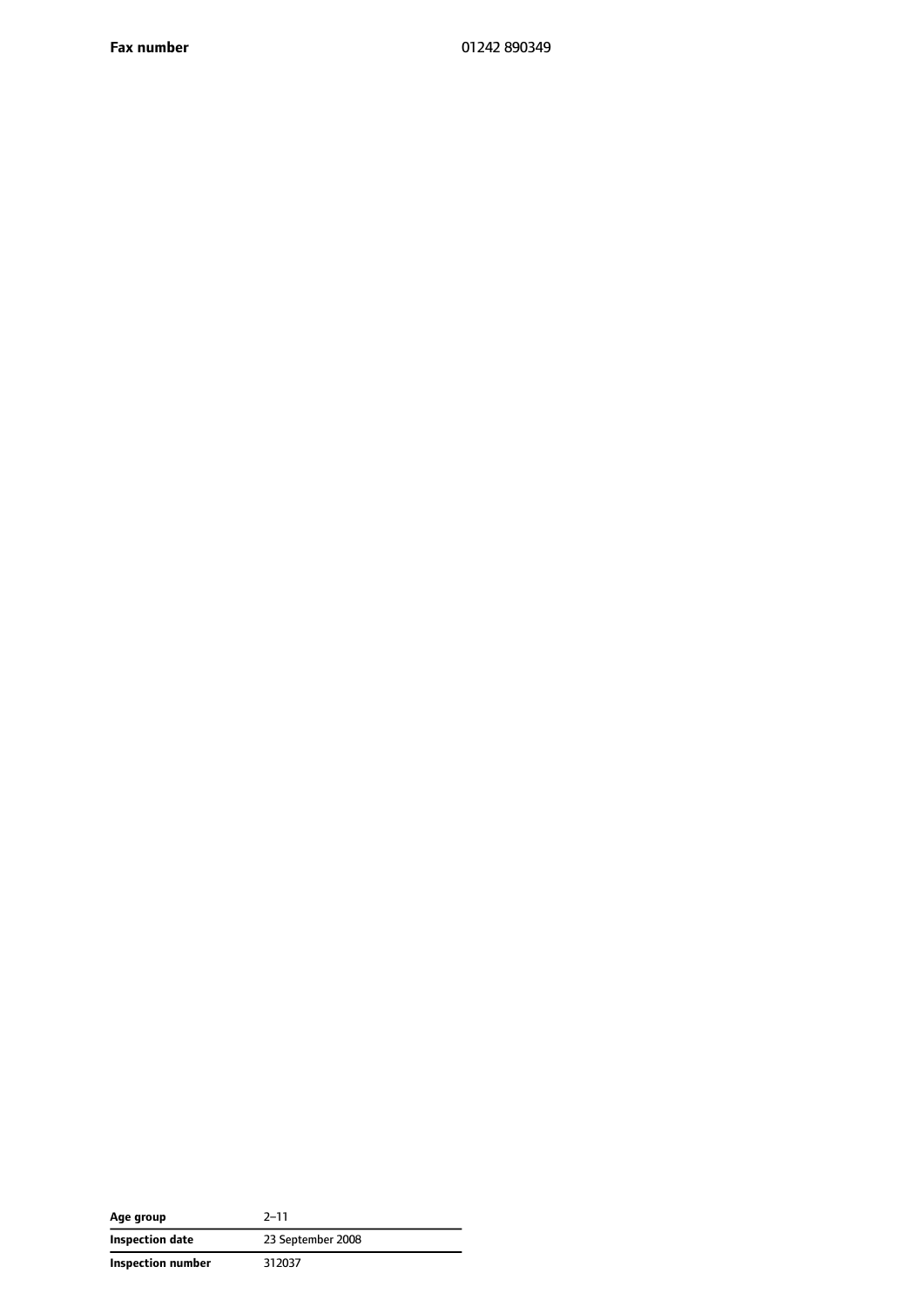| | |
|---|---|
| **Fax number** | 01242 890349 |

| | |
|---|---|
| **Age group** | 2–11 |
| **Inspection date** | 23 September 2008 |
| **Inspection number** | 312037 |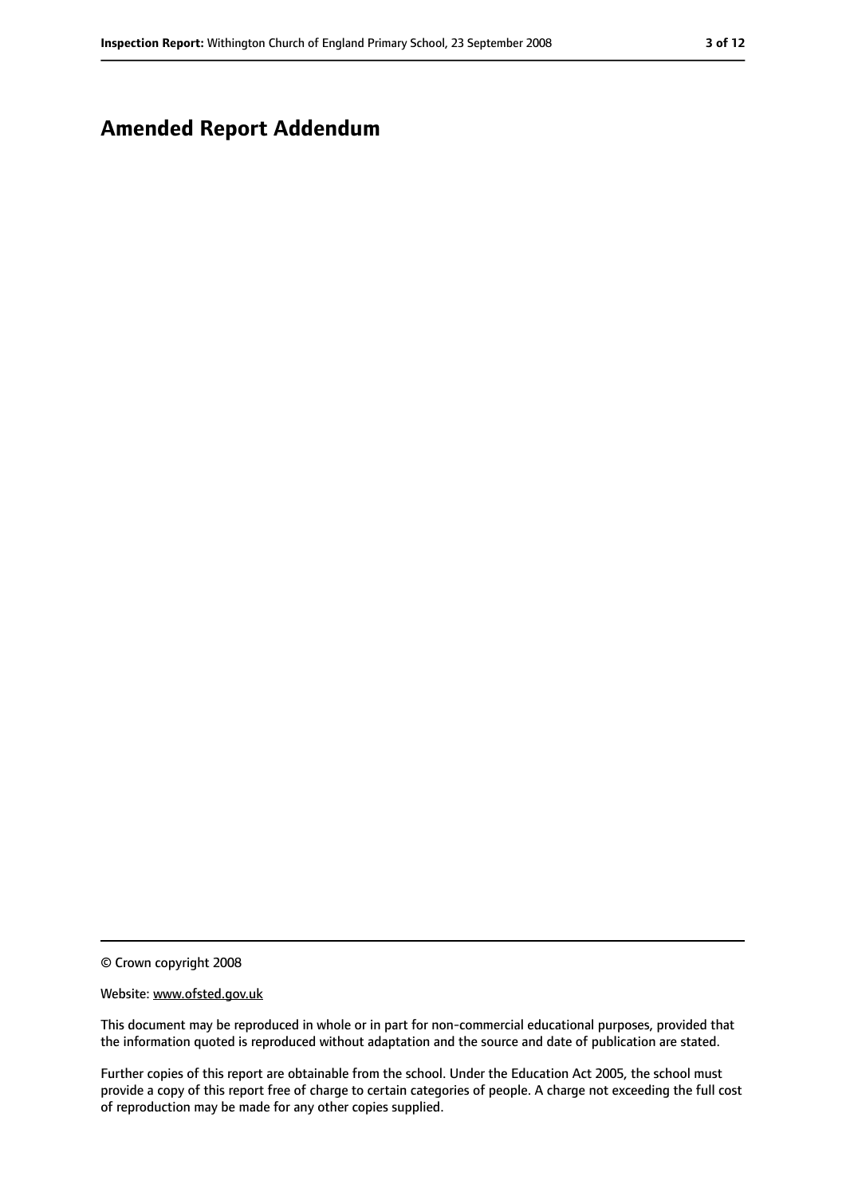# Amended Report Addendum

---

© Crown copyright 2008

Website: www.ofsted.gov.uk

This document may be reproduced in whole or in part for non-commercial educational purposes, provided that the information quoted is reproduced without adaptation and the source and date of publication are stated.

Further copies of this report are obtainable from the school. Under the Education Act 2005, the school must provide a copy of this report free of charge to certain categories of people. A charge not exceeding the full cost of reproduction may be made for any other copies supplied.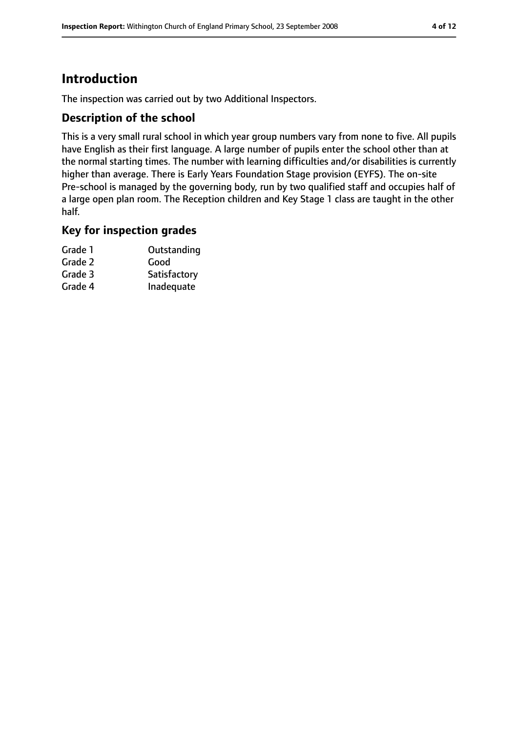## Introduction

The inspection was carried out by two Additional Inspectors.

### Description of the school

This is a very small rural school in which year group numbers vary from none to five. All pupils have English as their first language. A large number of pupils enter the school other than at the normal starting times. The number with learning difficulties and/or disabilities is currently higher than average. There is Early Years Foundation Stage provision (EYFS). The on-site Pre-school is managed by the governing body, run by two qualified staff and occupies half of a large open plan room. The Reception children and Key Stage 1 class are taught in the other half.

### Key for inspection grades

| | |
|---|---|
| Grade 1 | Outstanding |
| Grade 2 | Good |
| Grade 3 | Satisfactory |
| Grade 4 | Inadequate |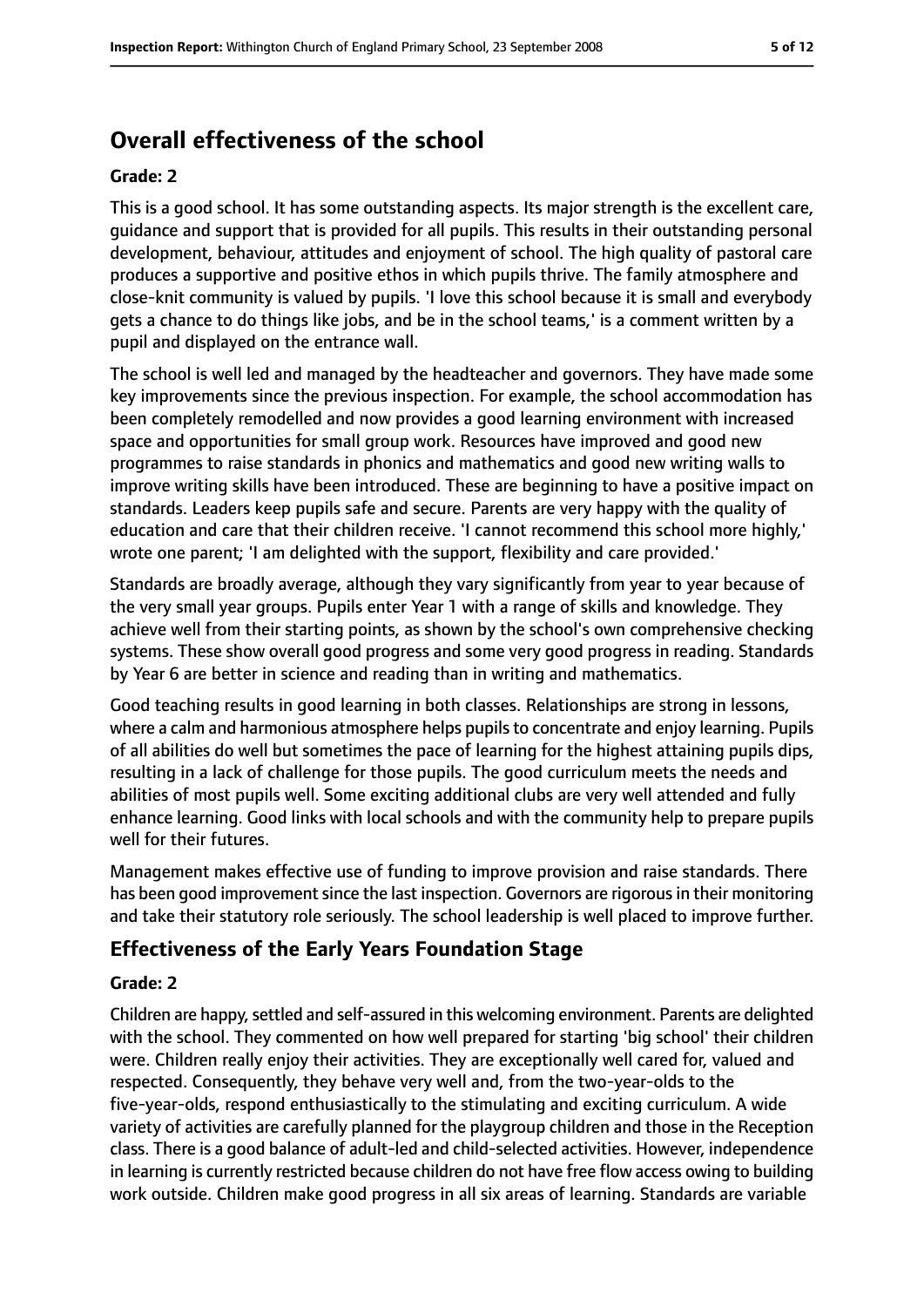# Overall effectiveness of the school

**Grade: 2**

This is a good school. It has some outstanding aspects. Its major strength is the excellent care, guidance and support that is provided for all pupils. This results in their outstanding personal development, behaviour, attitudes and enjoyment of school. The high quality of pastoral care produces a supportive and positive ethos in which pupils thrive. The family atmosphere and close-knit community is valued by pupils. 'I love this school because it is small and everybody gets a chance to do things like jobs, and be in the school teams,' is a comment written by a pupil and displayed on the entrance wall.

The school is well led and managed by the headteacher and governors. They have made some key improvements since the previous inspection. For example, the school accommodation has been completely remodelled and now provides a good learning environment with increased space and opportunities for small group work. Resources have improved and good new programmes to raise standards in phonics and mathematics and good new writing walls to improve writing skills have been introduced. These are beginning to have a positive impact on standards. Leaders keep pupils safe and secure. Parents are very happy with the quality of education and care that their children receive. 'I cannot recommend this school more highly,' wrote one parent; 'I am delighted with the support, flexibility and care provided.'

Standards are broadly average, although they vary significantly from year to year because of the very small year groups. Pupils enter Year 1 with a range of skills and knowledge. They achieve well from their starting points, as shown by the school's own comprehensive checking systems. These show overall good progress and some very good progress in reading. Standards by Year 6 are better in science and reading than in writing and mathematics.

Good teaching results in good learning in both classes. Relationships are strong in lessons, where a calm and harmonious atmosphere helps pupils to concentrate and enjoy learning. Pupils of all abilities do well but sometimes the pace of learning for the highest attaining pupils dips, resulting in a lack of challenge for those pupils. The good curriculum meets the needs and abilities of most pupils well. Some exciting additional clubs are very well attended and fully enhance learning. Good links with local schools and with the community help to prepare pupils well for their futures.

Management makes effective use of funding to improve provision and raise standards. There has been good improvement since the last inspection. Governors are rigorous in their monitoring and take their statutory role seriously. The school leadership is well placed to improve further.

## Effectiveness of the Early Years Foundation Stage

**Grade: 2**

Children are happy, settled and self-assured in this welcoming environment. Parents are delighted with the school. They commented on how well prepared for starting 'big school' their children were. Children really enjoy their activities. They are exceptionally well cared for, valued and respected. Consequently, they behave very well and, from the two-year-olds to the five-year-olds, respond enthusiastically to the stimulating and exciting curriculum. A wide variety of activities are carefully planned for the playgroup children and those in the Reception class. There is a good balance of adult-led and child-selected activities. However, independence in learning is currently restricted because children do not have free flow access owing to building work outside. Children make good progress in all six areas of learning. Standards are variable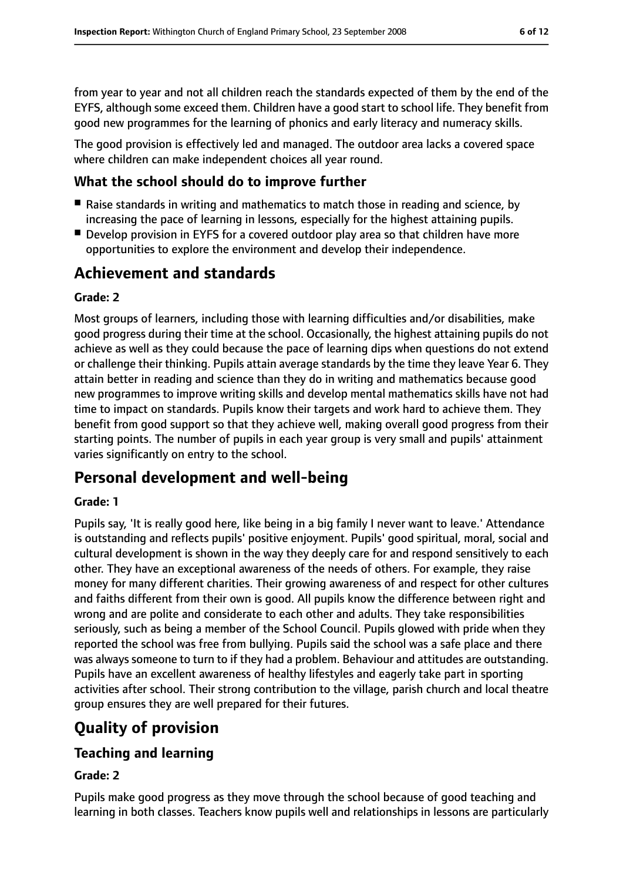from year to year and not all children reach the standards expected of them by the end of the EYFS, although some exceed them. Children have a good start to school life. They benefit from good new programmes for the learning of phonics and early literacy and numeracy skills.

The good provision is effectively led and managed. The outdoor area lacks a covered space where children can make independent choices all year round.

### What the school should do to improve further

- Raise standards in writing and mathematics to match those in reading and science, by increasing the pace of learning in lessons, especially for the highest attaining pupils.
- Develop provision in EYFS for a covered outdoor play area so that children have more opportunities to explore the environment and develop their independence.

## Achievement and standards

#### Grade: 2

Most groups of learners, including those with learning difficulties and/or disabilities, make good progress during their time at the school. Occasionally, the highest attaining pupils do not achieve as well as they could because the pace of learning dips when questions do not extend or challenge their thinking. Pupils attain average standards by the time they leave Year 6. They attain better in reading and science than they do in writing and mathematics because good new programmes to improve writing skills and develop mental mathematics skills have not had time to impact on standards. Pupils know their targets and work hard to achieve them. They benefit from good support so that they achieve well, making overall good progress from their starting points. The number of pupils in each year group is very small and pupils' attainment varies significantly on entry to the school.

## Personal development and well-being

#### Grade: 1

Pupils say, 'It is really good here, like being in a big family I never want to leave.' Attendance is outstanding and reflects pupils' positive enjoyment. Pupils' good spiritual, moral, social and cultural development is shown in the way they deeply care for and respond sensitively to each other. They have an exceptional awareness of the needs of others. For example, they raise money for many different charities. Their growing awareness of and respect for other cultures and faiths different from their own is good. All pupils know the difference between right and wrong and are polite and considerate to each other and adults. They take responsibilities seriously, such as being a member of the School Council. Pupils glowed with pride when they reported the school was free from bullying. Pupils said the school was a safe place and there was always someone to turn to if they had a problem. Behaviour and attitudes are outstanding. Pupils have an excellent awareness of healthy lifestyles and eagerly take part in sporting activities after school. Their strong contribution to the village, parish church and local theatre group ensures they are well prepared for their futures.

## Quality of provision

### Teaching and learning

#### Grade: 2

Pupils make good progress as they move through the school because of good teaching and learning in both classes. Teachers know pupils well and relationships in lessons are particularly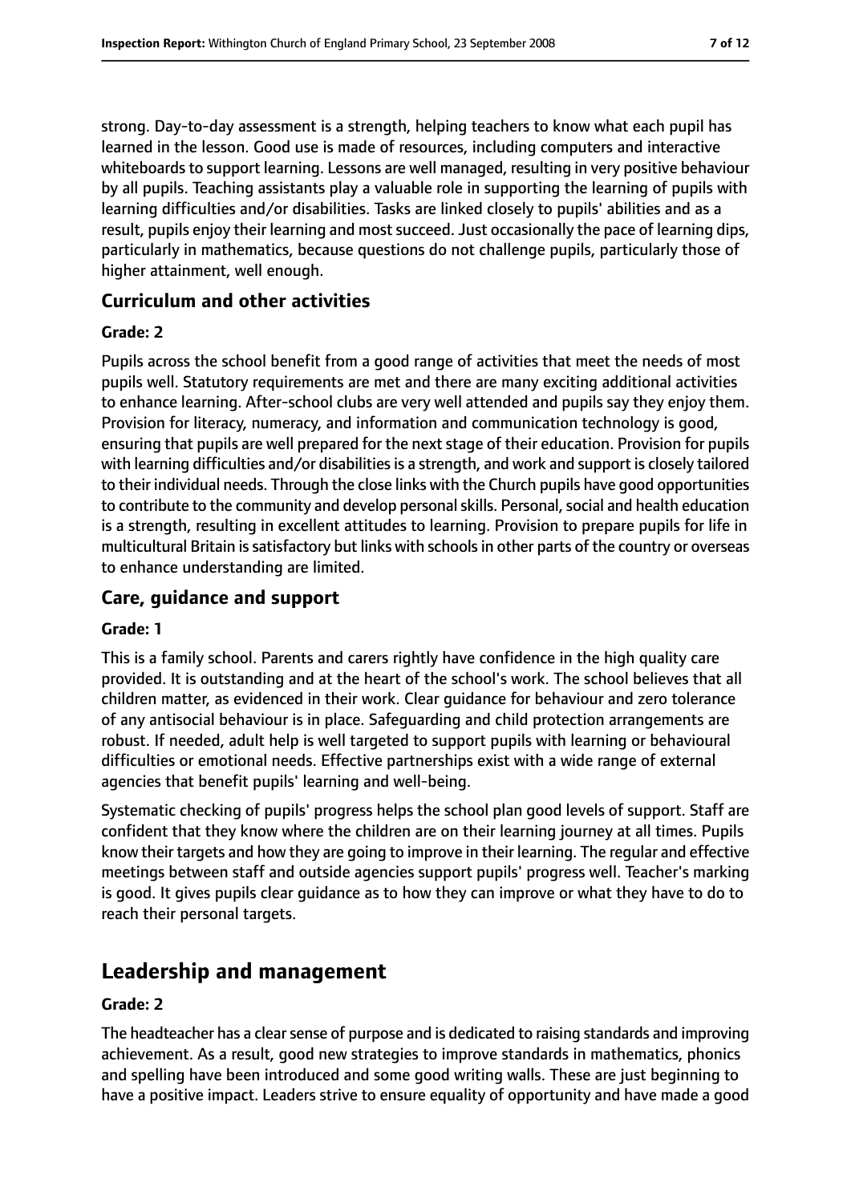strong. Day-to-day assessment is a strength, helping teachers to know what each pupil has learned in the lesson. Good use is made of resources, including computers and interactive whiteboards to support learning. Lessons are well managed, resulting in very positive behaviour by all pupils. Teaching assistants play a valuable role in supporting the learning of pupils with learning difficulties and/or disabilities. Tasks are linked closely to pupils' abilities and as a result, pupils enjoy their learning and most succeed. Just occasionally the pace of learning dips, particularly in mathematics, because questions do not challenge pupils, particularly those of higher attainment, well enough.

### Curriculum and other activities

#### Grade: 2

Pupils across the school benefit from a good range of activities that meet the needs of most pupils well. Statutory requirements are met and there are many exciting additional activities to enhance learning. After-school clubs are very well attended and pupils say they enjoy them. Provision for literacy, numeracy, and information and communication technology is good, ensuring that pupils are well prepared for the next stage of their education. Provision for pupils with learning difficulties and/or disabilities is a strength, and work and support is closely tailored to their individual needs. Through the close links with the Church pupils have good opportunities to contribute to the community and develop personal skills. Personal, social and health education is a strength, resulting in excellent attitudes to learning. Provision to prepare pupils for life in multicultural Britain is satisfactory but links with schools in other parts of the country or overseas to enhance understanding are limited.

### Care, guidance and support

#### Grade: 1

This is a family school. Parents and carers rightly have confidence in the high quality care provided. It is outstanding and at the heart of the school's work. The school believes that all children matter, as evidenced in their work. Clear guidance for behaviour and zero tolerance of any antisocial behaviour is in place. Safeguarding and child protection arrangements are robust. If needed, adult help is well targeted to support pupils with learning or behavioural difficulties or emotional needs. Effective partnerships exist with a wide range of external agencies that benefit pupils' learning and well-being.

Systematic checking of pupils' progress helps the school plan good levels of support. Staff are confident that they know where the children are on their learning journey at all times. Pupils know their targets and how they are going to improve in their learning. The regular and effective meetings between staff and outside agencies support pupils' progress well. Teacher's marking is good. It gives pupils clear guidance as to how they can improve or what they have to do to reach their personal targets.

## Leadership and management

#### Grade: 2

The headteacher has a clear sense of purpose and is dedicated to raising standards and improving achievement. As a result, good new strategies to improve standards in mathematics, phonics and spelling have been introduced and some good writing walls. These are just beginning to have a positive impact. Leaders strive to ensure equality of opportunity and have made a good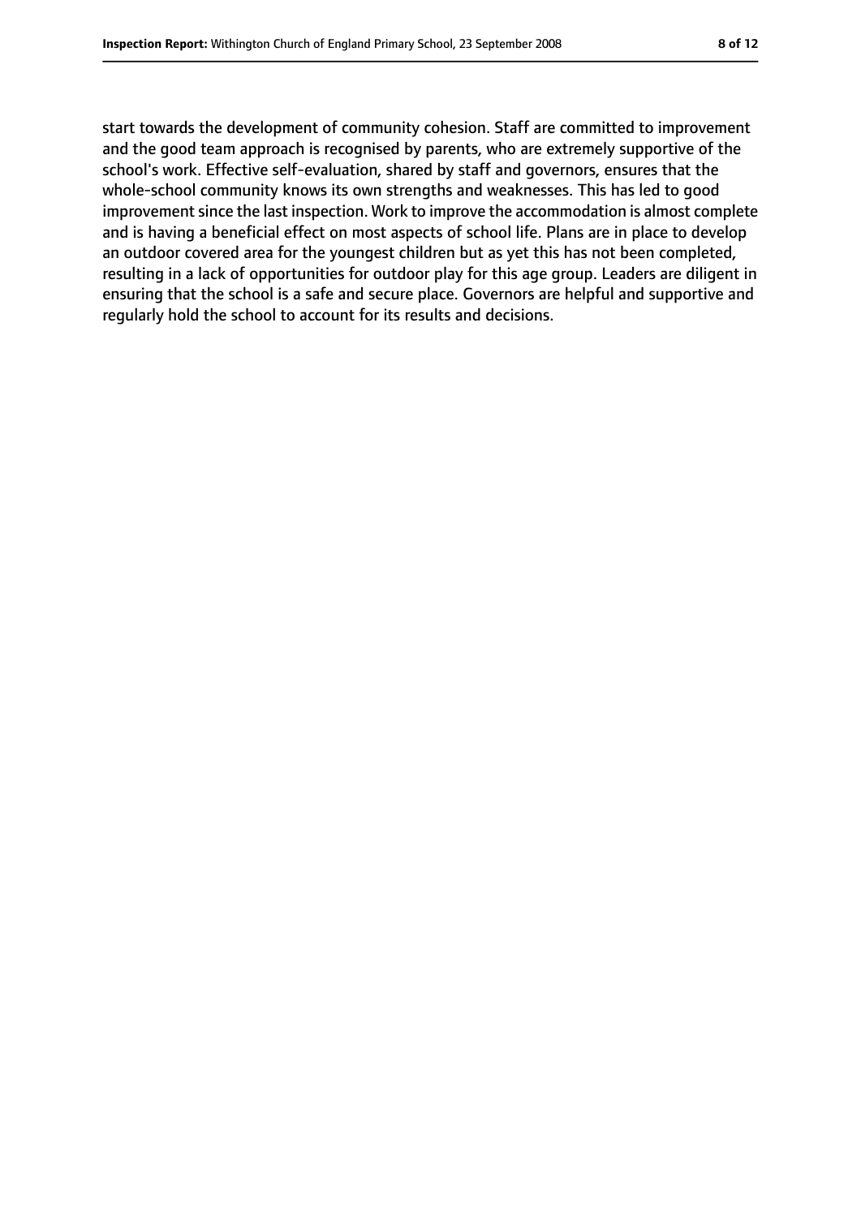start towards the development of community cohesion. Staff are committed to improvement and the good team approach is recognised by parents, who are extremely supportive of the school's work. Effective self-evaluation, shared by staff and governors, ensures that the whole-school community knows its own strengths and weaknesses. This has led to good improvement since the last inspection. Work to improve the accommodation is almost complete and is having a beneficial effect on most aspects of school life. Plans are in place to develop an outdoor covered area for the youngest children but as yet this has not been completed, resulting in a lack of opportunities for outdoor play for this age group. Leaders are diligent in ensuring that the school is a safe and secure place. Governors are helpful and supportive and regularly hold the school to account for its results and decisions.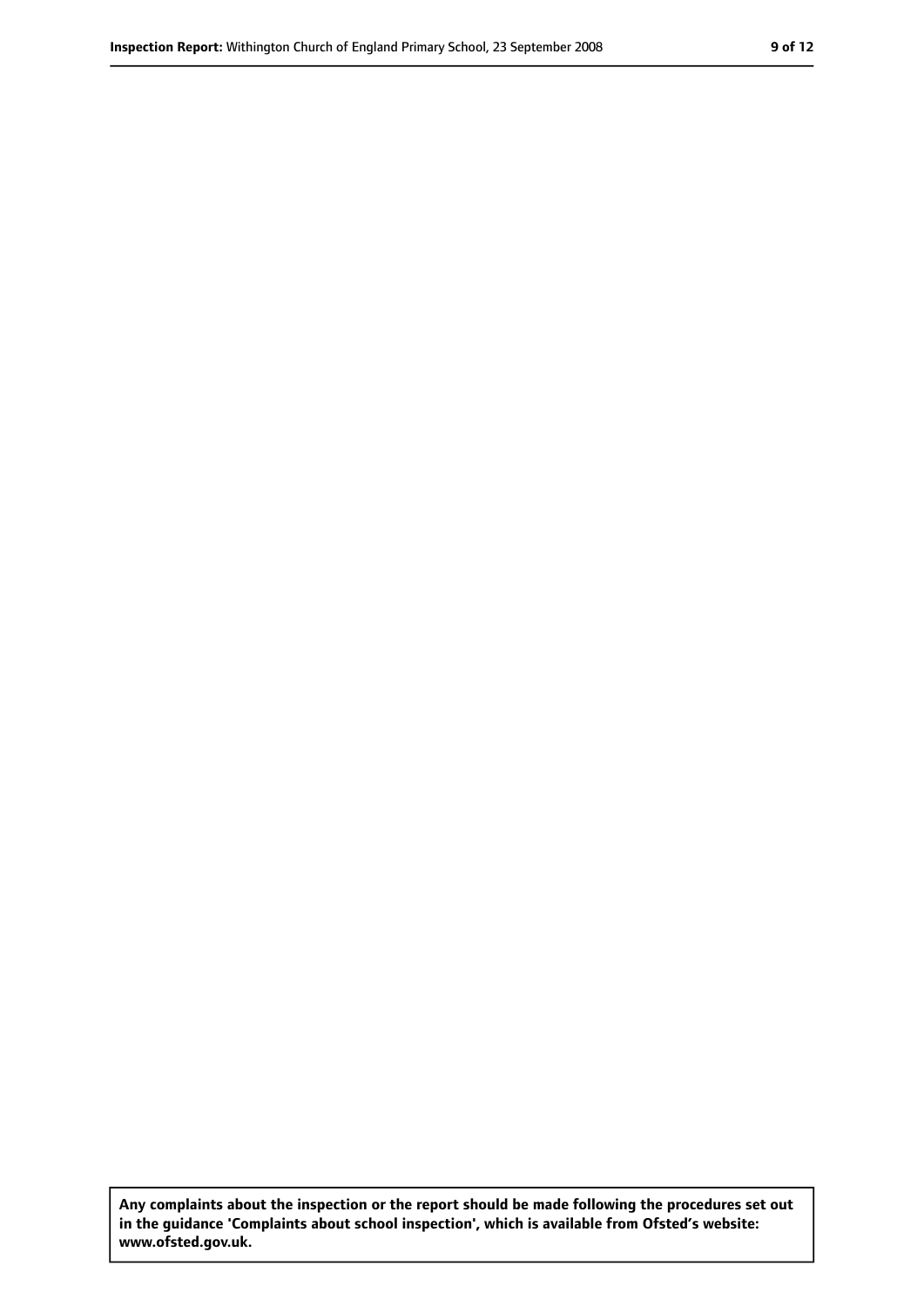**Any complaints about the inspection or the report should be made following the procedures set out in the guidance 'Complaints about school inspection', which is available from Ofsted's website: www.ofsted.gov.uk.**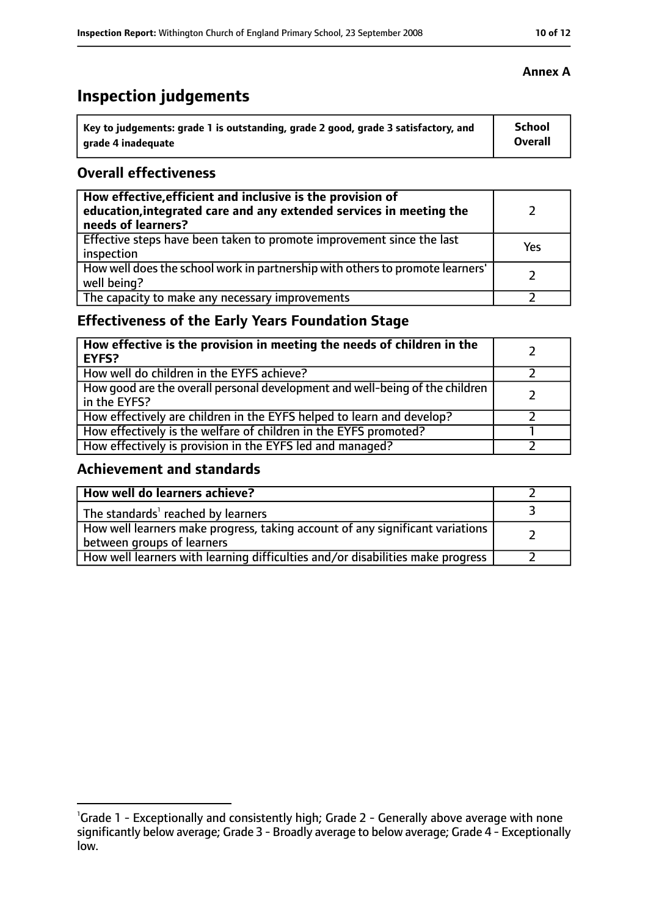**Annex A**

# Inspection judgements

| Key to judgements: grade 1 is outstanding, grade 2 good, grade 3 satisfactory, and grade 4 inadequate | School Overall |
|---|---|

## Overall effectiveness

| | |
|---|---|
| **How effective, efficient and inclusive is the provision of education, integrated care and any extended services in meeting the needs of learners?** | 2 |
| Effective steps have been taken to promote improvement since the last inspection | Yes |
| How well does the school work in partnership with others to promote learners' well being? | 2 |
| The capacity to make any necessary improvements | 2 |

## Effectiveness of the Early Years Foundation Stage

| | |
|---|---|
| **How effective is the provision in meeting the needs of children in the EYFS?** | 2 |
| How well do children in the EYFS achieve? | 2 |
| How good are the overall personal development and well-being of the children in the EYFS? | 2 |
| How effectively are children in the EYFS helped to learn and develop? | 2 |
| How effectively is the welfare of children in the EYFS promoted? | 1 |
| How effectively is provision in the EYFS led and managed? | 2 |

## Achievement and standards

| | |
|---|---|
| **How well do learners achieve?** | 2 |
| The standards[1] reached by learners | 3 |
| How well learners make progress, taking account of any significant variations between groups of learners | 2 |
| How well learners with learning difficulties and/or disabilities make progress | 2 |

[1]Grade 1 - Exceptionally and consistently high; Grade 2 - Generally above average with none significantly below average; Grade 3 - Broadly average to below average; Grade 4 - Exceptionally low.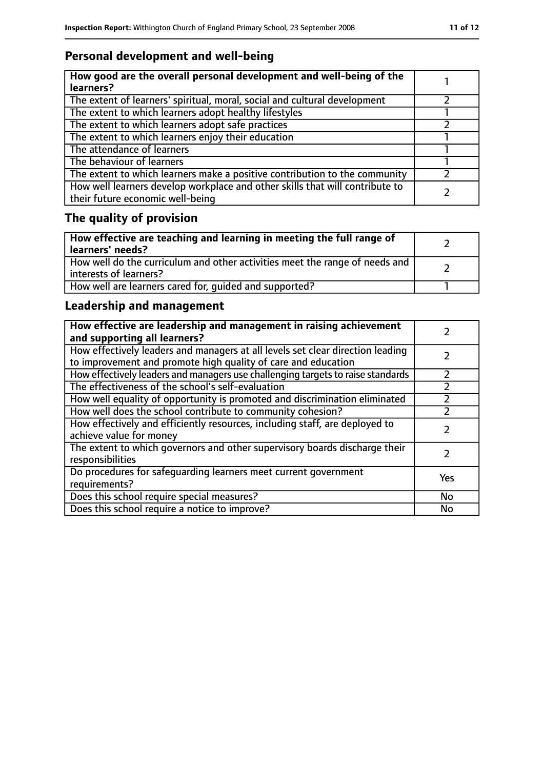## Personal development and well-being

| How good are the overall personal development and well-being of the learners? | 1 |
|---|---|
| The extent of learners' spiritual, moral, social and cultural development | 2 |
| The extent to which learners adopt healthy lifestyles | 1 |
| The extent to which learners adopt safe practices | 2 |
| The extent to which learners enjoy their education | 1 |
| The attendance of learners | 1 |
| The behaviour of learners | 1 |
| The extent to which learners make a positive contribution to the community | 2 |
| How well learners develop workplace and other skills that will contribute to their future economic well-being | 2 |

## The quality of provision

| How effective are teaching and learning in meeting the full range of learners' needs? | 2 |
|---|---|
| How well do the curriculum and other activities meet the range of needs and interests of learners? | 2 |
| How well are learners cared for, guided and supported? | 1 |

## Leadership and management

| How effective are leadership and management in raising achievement and supporting all learners? | 2 |
|---|---|
| How effectively leaders and managers at all levels set clear direction leading to improvement and promote high quality of care and education | 2 |
| How effectively leaders and managers use challenging targets to raise standards | 2 |
| The effectiveness of the school's self-evaluation | 2 |
| How well equality of opportunity is promoted and discrimination eliminated | 2 |
| How well does the school contribute to community cohesion? | 2 |
| How effectively and efficiently resources, including staff, are deployed to achieve value for money | 2 |
| The extent to which governors and other supervisory boards discharge their responsibilities | 2 |
| Do procedures for safeguarding learners meet current government requirements? | Yes |
| Does this school require special measures? | No |
| Does this school require a notice to improve? | No |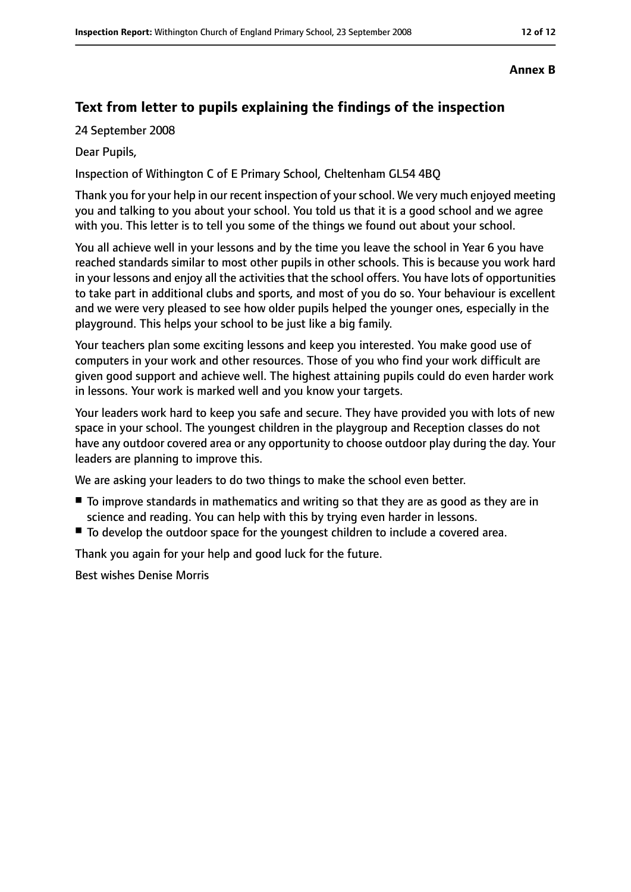**Annex B**

## Text from letter to pupils explaining the findings of the inspection

24 September 2008

Dear Pupils,

Inspection of Withington C of E Primary School, Cheltenham GL54 4BQ

Thank you for your help in our recent inspection of your school. We very much enjoyed meeting you and talking to you about your school. You told us that it is a good school and we agree with you. This letter is to tell you some of the things we found out about your school.

You all achieve well in your lessons and by the time you leave the school in Year 6 you have reached standards similar to most other pupils in other schools. This is because you work hard in your lessons and enjoy all the activities that the school offers. You have lots of opportunities to take part in additional clubs and sports, and most of you do so. Your behaviour is excellent and we were very pleased to see how older pupils helped the younger ones, especially in the playground. This helps your school to be just like a big family.

Your teachers plan some exciting lessons and keep you interested. You make good use of computers in your work and other resources. Those of you who find your work difficult are given good support and achieve well. The highest attaining pupils could do even harder work in lessons. Your work is marked well and you know your targets.

Your leaders work hard to keep you safe and secure. They have provided you with lots of new space in your school. The youngest children in the playgroup and Reception classes do not have any outdoor covered area or any opportunity to choose outdoor play during the day. Your leaders are planning to improve this.

We are asking your leaders to do two things to make the school even better.

- To improve standards in mathematics and writing so that they are as good as they are in science and reading. You can help with this by trying even harder in lessons.
- To develop the outdoor space for the youngest children to include a covered area.

Thank you again for your help and good luck for the future.

Best wishes Denise Morris